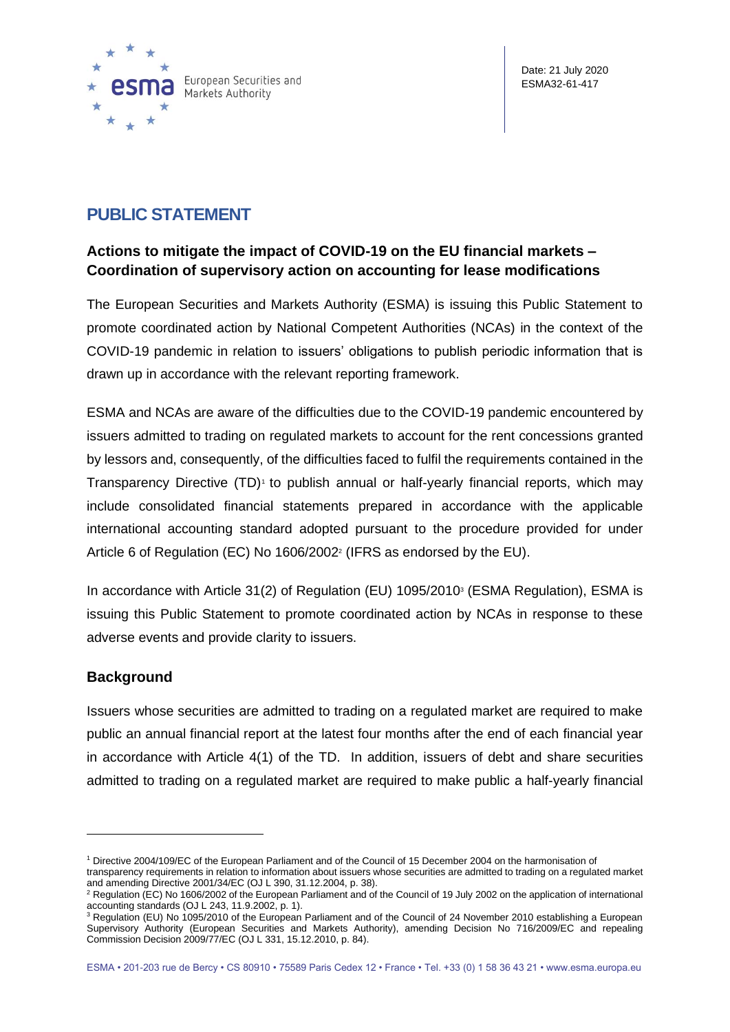Date: 21 July 2020
ESMA32-61-417

# PUBLIC STATEMENT

## Actions to mitigate the impact of COVID-19 on the EU financial markets – Coordination of supervisory action on accounting for lease modifications

The European Securities and Markets Authority (ESMA) is issuing this Public Statement to promote coordinated action by National Competent Authorities (NCAs) in the context of the COVID-19 pandemic in relation to issuers' obligations to publish periodic information that is drawn up in accordance with the relevant reporting framework.

ESMA and NCAs are aware of the difficulties due to the COVID-19 pandemic encountered by issuers admitted to trading on regulated markets to account for the rent concessions granted by lessors and, consequently, of the difficulties faced to fulfil the requirements contained in the Transparency Directive (TD)[1] to publish annual or half-yearly financial reports, which may include consolidated financial statements prepared in accordance with the applicable international accounting standard adopted pursuant to the procedure provided for under Article 6 of Regulation (EC) No 1606/2002[2] (IFRS as endorsed by the EU).

In accordance with Article 31(2) of Regulation (EU) 1095/2010[3] (ESMA Regulation), ESMA is issuing this Public Statement to promote coordinated action by NCAs in response to these adverse events and provide clarity to issuers.

### Background

Issuers whose securities are admitted to trading on a regulated market are required to make public an annual financial report at the latest four months after the end of each financial year in accordance with Article 4(1) of the TD. In addition, issuers of debt and share securities admitted to trading on a regulated market are required to make public a half-yearly financial

---

[1] Directive 2004/109/EC of the European Parliament and of the Council of 15 December 2004 on the harmonisation of transparency requirements in relation to information about issuers whose securities are admitted to trading on a regulated market and amending Directive 2001/34/EC (OJ L 390, 31.12.2004, p. 38).

[2] Regulation (EC) No 1606/2002 of the European Parliament and of the Council of 19 July 2002 on the application of international accounting standards (OJ L 243, 11.9.2002, p. 1).

[3] Regulation (EU) No 1095/2010 of the European Parliament and of the Council of 24 November 2010 establishing a European Supervisory Authority (European Securities and Markets Authority), amending Decision No 716/2009/EC and repealing Commission Decision 2009/77/EC (OJ L 331, 15.12.2010, p. 84).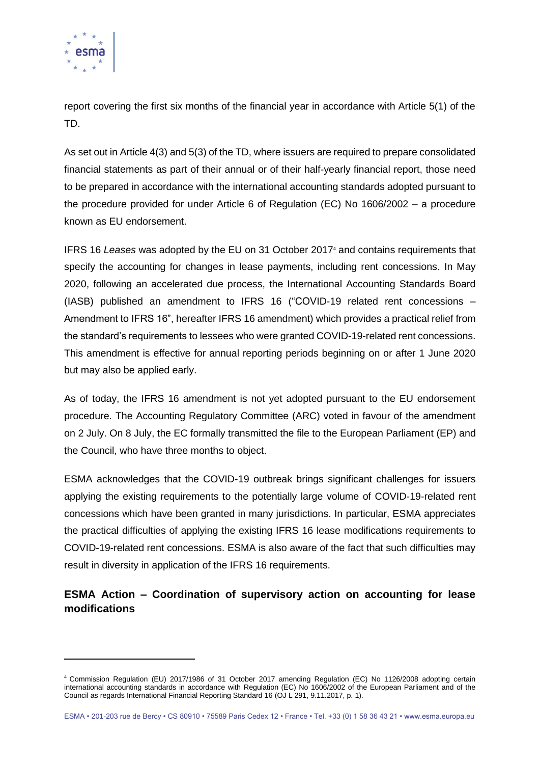report covering the first six months of the financial year in accordance with Article 5(1) of the TD.

As set out in Article 4(3) and 5(3) of the TD, where issuers are required to prepare consolidated financial statements as part of their annual or of their half-yearly financial report, those need to be prepared in accordance with the international accounting standards adopted pursuant to the procedure provided for under Article 6 of Regulation (EC) No 1606/2002 – a procedure known as EU endorsement.

IFRS 16 *Leases* was adopted by the EU on 31 October 2017[4] and contains requirements that specify the accounting for changes in lease payments, including rent concessions. In May 2020, following an accelerated due process, the International Accounting Standards Board (IASB) published an amendment to IFRS 16 ("COVID-19 related rent concessions – Amendment to IFRS 16", hereafter IFRS 16 amendment) which provides a practical relief from the standard's requirements to lessees who were granted COVID-19-related rent concessions. This amendment is effective for annual reporting periods beginning on or after 1 June 2020 but may also be applied early.

As of today, the IFRS 16 amendment is not yet adopted pursuant to the EU endorsement procedure. The Accounting Regulatory Committee (ARC) voted in favour of the amendment on 2 July. On 8 July, the EC formally transmitted the file to the European Parliament (EP) and the Council, who have three months to object.

ESMA acknowledges that the COVID-19 outbreak brings significant challenges for issuers applying the existing requirements to the potentially large volume of COVID-19-related rent concessions which have been granted in many jurisdictions. In particular, ESMA appreciates the practical difficulties of applying the existing IFRS 16 lease modifications requirements to COVID-19-related rent concessions. ESMA is also aware of the fact that such difficulties may result in diversity in application of the IFRS 16 requirements.

## ESMA Action – Coordination of supervisory action on accounting for lease modifications

---

[4] Commission Regulation (EU) 2017/1986 of 31 October 2017 amending Regulation (EC) No 1126/2008 adopting certain international accounting standards in accordance with Regulation (EC) No 1606/2002 of the European Parliament and of the Council as regards International Financial Reporting Standard 16 (OJ L 291, 9.11.2017, p. 1).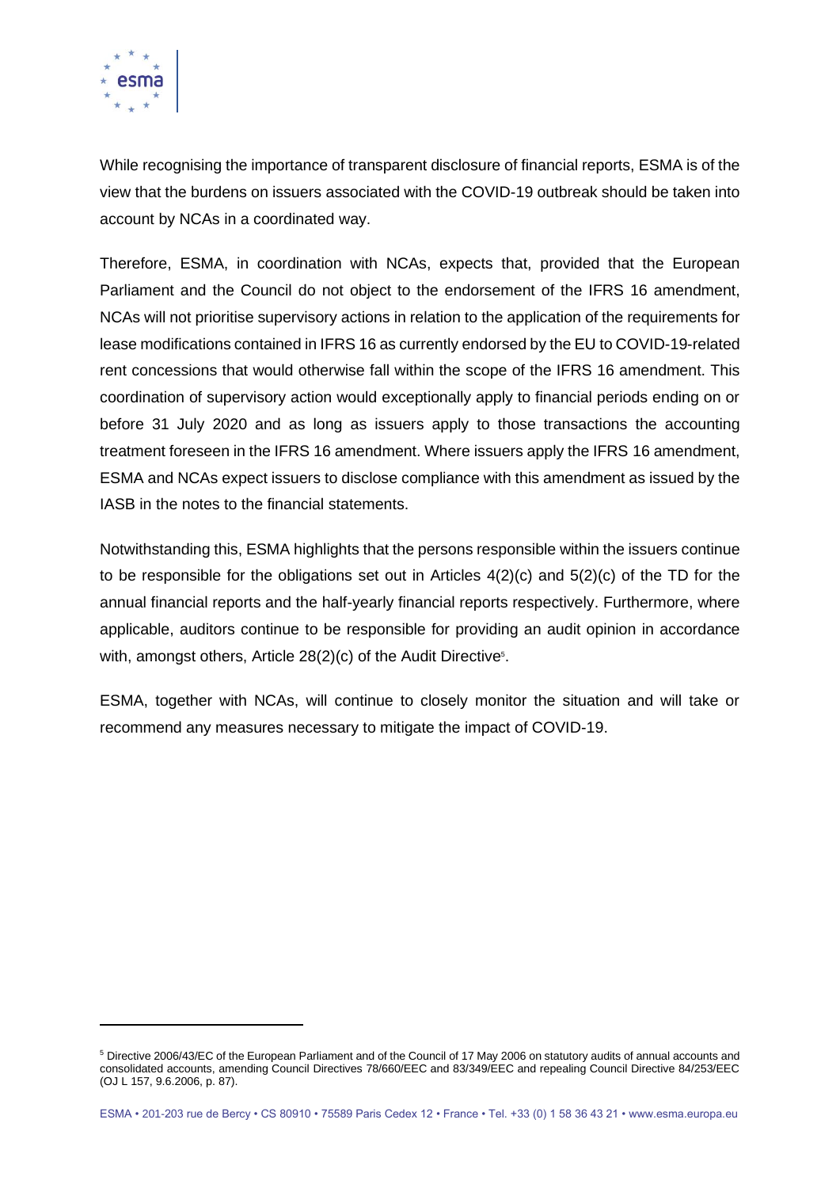While recognising the importance of transparent disclosure of financial reports, ESMA is of the view that the burdens on issuers associated with the COVID-19 outbreak should be taken into account by NCAs in a coordinated way.

Therefore, ESMA, in coordination with NCAs, expects that, provided that the European Parliament and the Council do not object to the endorsement of the IFRS 16 amendment, NCAs will not prioritise supervisory actions in relation to the application of the requirements for lease modifications contained in IFRS 16 as currently endorsed by the EU to COVID-19-related rent concessions that would otherwise fall within the scope of the IFRS 16 amendment. This coordination of supervisory action would exceptionally apply to financial periods ending on or before 31 July 2020 and as long as issuers apply to those transactions the accounting treatment foreseen in the IFRS 16 amendment. Where issuers apply the IFRS 16 amendment, ESMA and NCAs expect issuers to disclose compliance with this amendment as issued by the IASB in the notes to the financial statements.

Notwithstanding this, ESMA highlights that the persons responsible within the issuers continue to be responsible for the obligations set out in Articles 4(2)(c) and 5(2)(c) of the TD for the annual financial reports and the half-yearly financial reports respectively. Furthermore, where applicable, auditors continue to be responsible for providing an audit opinion in accordance with, amongst others, Article 28(2)(c) of the Audit Directive[5].

ESMA, together with NCAs, will continue to closely monitor the situation and will take or recommend any measures necessary to mitigate the impact of COVID-19.

[5] Directive 2006/43/EC of the European Parliament and of the Council of 17 May 2006 on statutory audits of annual accounts and consolidated accounts, amending Council Directives 78/660/EEC and 83/349/EEC and repealing Council Directive 84/253/EEC (OJ L 157, 9.6.2006, p. 87).